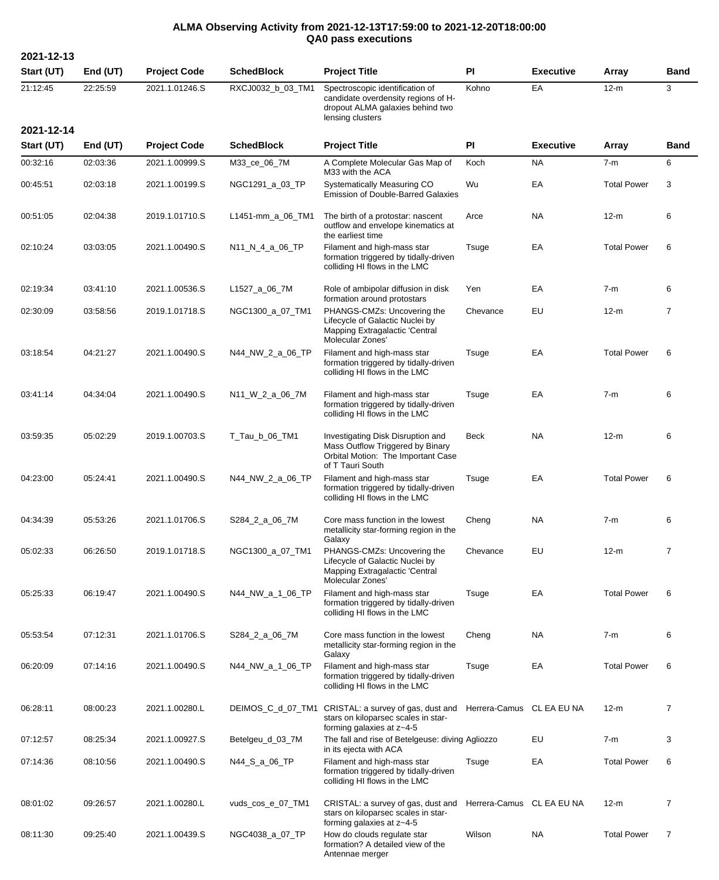# ALMA Observing Activity from 2021-12-13T17:59:00 to 2021-12-20T18:00:00
## QA0 pass executions

### 2021-12-13

| Start (UT) | End (UT) | Project Code | SchedBlock | Project Title | PI | Executive | Array | Band |
|---|---|---|---|---|---|---|---|---|
| 21:12:45 | 22:25:59 | 2021.1.01246.S | RXCJ0032_b_03_TM1 | Spectroscopic identification of candidate overdensity regions of H-dropout ALMA galaxies behind two lensing clusters | Kohno | EA | 12-m | 3 |

### 2021-12-14

| Start (UT) | End (UT) | Project Code | SchedBlock | Project Title | PI | Executive | Array | Band |
|---|---|---|---|---|---|---|---|---|
| 00:32:16 | 02:03:36 | 2021.1.00999.S | M33_ce_06_7M | A Complete Molecular Gas Map of M33 with the ACA | Koch | NA | 7-m | 6 |
| 00:45:51 | 02:03:18 | 2021.1.00199.S | NGC1291_a_03_TP | Systematically Measuring CO Emission of Double-Barred Galaxies | Wu | EA | Total Power | 3 |
| 00:51:05 | 02:04:38 | 2019.1.01710.S | L1451-mm_a_06_TM1 | The birth of a protostar: nascent outflow and envelope kinematics at the earliest time | Arce | NA | 12-m | 6 |
| 02:10:24 | 03:03:05 | 2021.1.00490.S | N11_N_4_a_06_TP | Filament and high-mass star formation triggered by tidally-driven colliding HI flows in the LMC | Tsuge | EA | Total Power | 6 |
| 02:19:34 | 03:41:10 | 2021.1.00536.S | L1527_a_06_7M | Role of ambipolar diffusion in disk formation around protostars | Yen | EA | 7-m | 6 |
| 02:30:09 | 03:58:56 | 2019.1.01718.S | NGC1300_a_07_TM1 | PHANGS-CMZs: Uncovering the Lifecycle of Galactic Nuclei by Mapping Extragalactic 'Central Molecular Zones' | Chevance | EU | 12-m | 7 |
| 03:18:54 | 04:21:27 | 2021.1.00490.S | N44_NW_2_a_06_TP | Filament and high-mass star formation triggered by tidally-driven colliding HI flows in the LMC | Tsuge | EA | Total Power | 6 |
| 03:41:14 | 04:34:04 | 2021.1.00490.S | N11_W_2_a_06_7M | Filament and high-mass star formation triggered by tidally-driven colliding HI flows in the LMC | Tsuge | EA | 7-m | 6 |
| 03:59:35 | 05:02:29 | 2019.1.00703.S | T_Tau_b_06_TM1 | Investigating Disk Disruption and Mass Outflow Triggered by Binary Orbital Motion: The Important Case of T Tauri South | Beck | NA | 12-m | 6 |
| 04:23:00 | 05:24:41 | 2021.1.00490.S | N44_NW_2_a_06_TP | Filament and high-mass star formation triggered by tidally-driven colliding HI flows in the LMC | Tsuge | EA | Total Power | 6 |
| 04:34:39 | 05:53:26 | 2021.1.01706.S | S284_2_a_06_7M | Core mass function in the lowest metallicity star-forming region in the Galaxy | Cheng | NA | 7-m | 6 |
| 05:02:33 | 06:26:50 | 2019.1.01718.S | NGC1300_a_07_TM1 | PHANGS-CMZs: Uncovering the Lifecycle of Galactic Nuclei by Mapping Extragalactic 'Central Molecular Zones' | Chevance | EU | 12-m | 7 |
| 05:25:33 | 06:19:47 | 2021.1.00490.S | N44_NW_a_1_06_TP | Filament and high-mass star formation triggered by tidally-driven colliding HI flows in the LMC | Tsuge | EA | Total Power | 6 |
| 05:53:54 | 07:12:31 | 2021.1.01706.S | S284_2_a_06_7M | Core mass function in the lowest metallicity star-forming region in the Galaxy | Cheng | NA | 7-m | 6 |
| 06:20:09 | 07:14:16 | 2021.1.00490.S | N44_NW_a_1_06_TP | Filament and high-mass star formation triggered by tidally-driven colliding HI flows in the LMC | Tsuge | EA | Total Power | 6 |
| 06:28:11 | 08:00:23 | 2021.1.00280.L | DEIMOS_C_d_07_TM1 | CRISTAL: a survey of gas, dust and stars on kiloparsec scales in star-forming galaxies at z~4-5 | Herrera-Camus | CL EA EU NA | 12-m | 7 |
| 07:12:57 | 08:25:34 | 2021.1.00927.S | Betelgeu_d_03_7M | The fall and rise of Betelgeuse: diving in its ejecta with ACA | Agliozzo | EU | 7-m | 3 |
| 07:14:36 | 08:10:56 | 2021.1.00490.S | N44_S_a_06_TP | Filament and high-mass star formation triggered by tidally-driven colliding HI flows in the LMC | Tsuge | EA | Total Power | 6 |
| 08:01:02 | 09:26:57 | 2021.1.00280.L | vuds_cos_e_07_TM1 | CRISTAL: a survey of gas, dust and stars on kiloparsec scales in star-forming galaxies at z~4-5 | Herrera-Camus | CL EA EU NA | 12-m | 7 |
| 08:11:30 | 09:25:40 | 2021.1.00439.S | NGC4038_a_07_TP | How do clouds regulate star formation? A detailed view of the Antennae merger | Wilson | NA | Total Power | 7 |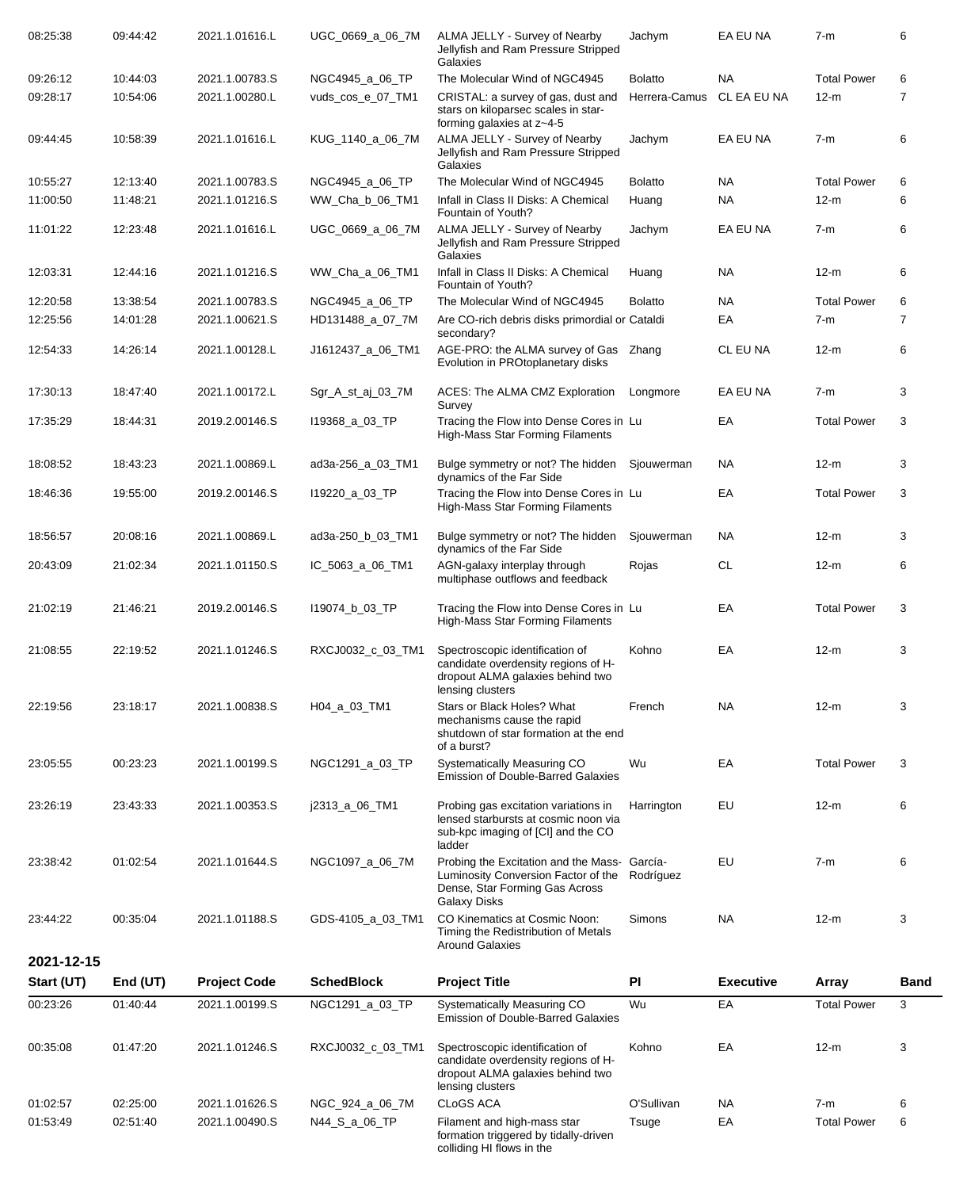| Start (UT) | End (UT) | Project Code | SchedBlock | Project Title | PI | Executive | Array | Band |
|---|---|---|---|---|---|---|---|---|
| 08:25:38 | 09:44:42 | 2021.1.01616.L | UGC_0669_a_06_7M | ALMA JELLY - Survey of Nearby Jellyfish and Ram Pressure Stripped Galaxies | Jachym | EA EU NA | 7-m | 6 |
| 09:26:12 | 10:44:03 | 2021.1.00783.S | NGC4945_a_06_TP | The Molecular Wind of NGC4945 | Bolatto | NA | Total Power | 6 |
| 09:28:17 | 10:54:06 | 2021.1.00280.L | vuds_cos_e_07_TM1 | CRISTAL: a survey of gas, dust and stars on kiloparsec scales in star-forming galaxies at z~4-5 | Herrera-Camus | CL EA EU NA | 12-m | 7 |
| 09:44:45 | 10:58:39 | 2021.1.01616.L | KUG_1140_a_06_7M | ALMA JELLY - Survey of Nearby Jellyfish and Ram Pressure Stripped Galaxies | Jachym | EA EU NA | 7-m | 6 |
| 10:55:27 | 12:13:40 | 2021.1.00783.S | NGC4945_a_06_TP | The Molecular Wind of NGC4945 | Bolatto | NA | Total Power | 6 |
| 11:00:50 | 11:48:21 | 2021.1.01216.S | WW_Cha_b_06_TM1 | Infall in Class II Disks: A Chemical Fountain of Youth? | Huang | NA | 12-m | 6 |
| 11:01:22 | 12:23:48 | 2021.1.01616.L | UGC_0669_a_06_7M | ALMA JELLY - Survey of Nearby Jellyfish and Ram Pressure Stripped Galaxies | Jachym | EA EU NA | 7-m | 6 |
| 12:03:31 | 12:44:16 | 2021.1.01216.S | WW_Cha_a_06_TM1 | Infall in Class II Disks: A Chemical Fountain of Youth? | Huang | NA | 12-m | 6 |
| 12:20:58 | 13:38:54 | 2021.1.00783.S | NGC4945_a_06_TP | The Molecular Wind of NGC4945 | Bolatto | NA | Total Power | 6 |
| 12:25:56 | 14:01:28 | 2021.1.00621.S | HD131488_a_07_7M | Are CO-rich debris disks primordial or secondary? | Cataldi | EA | 7-m | 7 |
| 12:54:33 | 14:26:14 | 2021.1.00128.L | J1612437_a_06_TM1 | AGE-PRO: the ALMA survey of Gas Evolution in PROtoplanetary disks | Zhang | CL EU NA | 12-m | 6 |
| 17:30:13 | 18:47:40 | 2021.1.00172.L | Sgr_A_st_aj_03_7M | ACES: The ALMA CMZ Exploration Survey | Longmore | EA EU NA | 7-m | 3 |
| 17:35:29 | 18:44:31 | 2019.2.00146.S | I19368_a_03_TP | Tracing the Flow into Dense Cores in High-Mass Star Forming Filaments | Lu | EA | Total Power | 3 |
| 18:08:52 | 18:43:23 | 2021.1.00869.L | ad3a-256_a_03_TM1 | Bulge symmetry or not? The hidden dynamics of the Far Side | Sjouwerman | NA | 12-m | 3 |
| 18:46:36 | 19:55:00 | 2019.2.00146.S | I19220_a_03_TP | Tracing the Flow into Dense Cores in High-Mass Star Forming Filaments | Lu | EA | Total Power | 3 |
| 18:56:57 | 20:08:16 | 2021.1.00869.L | ad3a-250_b_03_TM1 | Bulge symmetry or not? The hidden dynamics of the Far Side | Sjouwerman | NA | 12-m | 3 |
| 20:43:09 | 21:02:34 | 2021.1.01150.S | IC_5063_a_06_TM1 | AGN-galaxy interplay through multiphase outflows and feedback | Rojas | CL | 12-m | 6 |
| 21:02:19 | 21:46:21 | 2019.2.00146.S | I19074_b_03_TP | Tracing the Flow into Dense Cores in High-Mass Star Forming Filaments | Lu | EA | Total Power | 3 |
| 21:08:55 | 22:19:52 | 2021.1.01246.S | RXCJ0032_c_03_TM1 | Spectroscopic identification of candidate overdensity regions of H-dropout ALMA galaxies behind two lensing clusters | Kohno | EA | 12-m | 3 |
| 22:19:56 | 23:18:17 | 2021.1.00838.S | H04_a_03_TM1 | Stars or Black Holes? What mechanisms cause the rapid shutdown of star formation at the end of a burst? | French | NA | 12-m | 3 |
| 23:05:55 | 00:23:23 | 2021.1.00199.S | NGC1291_a_03_TP | Systematically Measuring CO Emission of Double-Barred Galaxies | Wu | EA | Total Power | 3 |
| 23:26:19 | 23:43:33 | 2021.1.00353.S | j2313_a_06_TM1 | Probing gas excitation variations in lensed starbursts at cosmic noon via sub-kpc imaging of [CI] and the CO ladder | Harrington | EU | 12-m | 6 |
| 23:38:42 | 01:02:54 | 2021.1.01644.S | NGC1097_a_06_7M | Probing the Excitation and the Mass-Luminosity Conversion Factor of the Dense, Star Forming Gas Across Galaxy Disks | García-Rodríguez | EU | 7-m | 6 |
| 23:44:22 | 00:35:04 | 2021.1.01188.S | GDS-4105_a_03_TM1 | CO Kinematics at Cosmic Noon: Timing the Redistribution of Metals Around Galaxies | Simons | NA | 12-m | 3 |

**2021-12-15**

| Start (UT) | End (UT) | Project Code | SchedBlock | Project Title | PI | Executive | Array | Band |
|---|---|---|---|---|---|---|---|---|
| 00:23:26 | 01:40:44 | 2021.1.00199.S | NGC1291_a_03_TP | Systematically Measuring CO Emission of Double-Barred Galaxies | Wu | EA | Total Power | 3 |
| 00:35:08 | 01:47:20 | 2021.1.01246.S | RXCJ0032_c_03_TM1 | Spectroscopic identification of candidate overdensity regions of H-dropout ALMA galaxies behind two lensing clusters | Kohno | EA | 12-m | 3 |
| 01:02:57 | 02:25:00 | 2021.1.01626.S | NGC_924_a_06_7M | CLoGS ACA | O'Sullivan | NA | 7-m | 6 |
| 01:53:49 | 02:51:40 | 2021.1.00490.S | N44_S_a_06_TP | Filament and high-mass star formation triggered by tidally-driven colliding HI flows in the | Tsuge | EA | Total Power | 6 |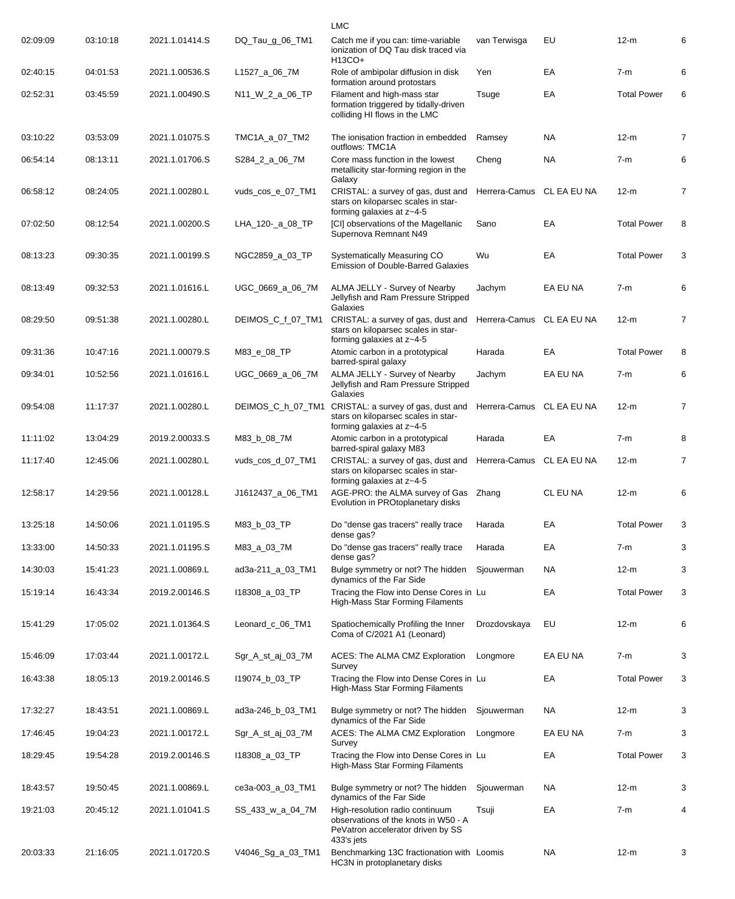| | | | | LMC | | | | |
|---|---|---|---|---|---|---|---|---|
| 02:09:09 | 03:10:18 | 2021.1.01414.S | DQ_Tau_g_06_TM1 | Catch me if you can: time-variable ionization of DQ Tau disk traced via H13CO+ | van Terwisga | EU | 12-m | 6 |
| 02:40:15 | 04:01:53 | 2021.1.00536.S | L1527_a_06_7M | Role of ambipolar diffusion in disk formation around protostars | Yen | EA | 7-m | 6 |
| 02:52:31 | 03:45:59 | 2021.1.00490.S | N11_W_2_a_06_TP | Filament and high-mass star formation triggered by tidally-driven colliding HI flows in the LMC | Tsuge | EA | Total Power | 6 |
| 03:10:22 | 03:53:09 | 2021.1.01075.S | TMC1A_a_07_TM2 | The ionisation fraction in embedded outflows: TMC1A | Ramsey | NA | 12-m | 7 |
| 06:54:14 | 08:13:11 | 2021.1.01706.S | S284_2_a_06_7M | Core mass function in the lowest metallicity star-forming region in the Galaxy | Cheng | NA | 7-m | 6 |
| 06:58:12 | 08:24:05 | 2021.1.00280.L | vuds_cos_e_07_TM1 | CRISTAL: a survey of gas, dust and stars on kiloparsec scales in star-forming galaxies at z~4-5 | Herrera-Camus | CL EA EU NA | 12-m | 7 |
| 07:02:50 | 08:12:54 | 2021.1.00200.S | LHA_120-_a_08_TP | [CI] observations of the Magellanic Supernova Remnant N49 | Sano | EA | Total Power | 8 |
| 08:13:23 | 09:30:35 | 2021.1.00199.S | NGC2859_a_03_TP | Systematically Measuring CO Emission of Double-Barred Galaxies | Wu | EA | Total Power | 3 |
| 08:13:49 | 09:32:53 | 2021.1.01616.L | UGC_0669_a_06_7M | ALMA JELLY - Survey of Nearby Jellyfish and Ram Pressure Stripped Galaxies | Jachym | EA EU NA | 7-m | 6 |
| 08:29:50 | 09:51:38 | 2021.1.00280.L | DEIMOS_C_f_07_TM1 | CRISTAL: a survey of gas, dust and stars on kiloparsec scales in star-forming galaxies at z~4-5 | Herrera-Camus | CL EA EU NA | 12-m | 7 |
| 09:31:36 | 10:47:16 | 2021.1.00079.S | M83_e_08_TP | Atomic carbon in a prototypical barred-spiral galaxy | Harada | EA | Total Power | 8 |
| 09:34:01 | 10:52:56 | 2021.1.01616.L | UGC_0669_a_06_7M | ALMA JELLY - Survey of Nearby Jellyfish and Ram Pressure Stripped Galaxies | Jachym | EA EU NA | 7-m | 6 |
| 09:54:08 | 11:17:37 | 2021.1.00280.L | DEIMOS_C_h_07_TM1 | CRISTAL: a survey of gas, dust and stars on kiloparsec scales in star-forming galaxies at z~4-5 | Herrera-Camus | CL EA EU NA | 12-m | 7 |
| 11:11:02 | 13:04:29 | 2019.2.00033.S | M83_b_08_7M | Atomic carbon in a prototypical barred-spiral galaxy M83 | Harada | EA | 7-m | 8 |
| 11:17:40 | 12:45:06 | 2021.1.00280.L | vuds_cos_d_07_TM1 | CRISTAL: a survey of gas, dust and stars on kiloparsec scales in star-forming galaxies at z~4-5 | Herrera-Camus | CL EA EU NA | 12-m | 7 |
| 12:58:17 | 14:29:56 | 2021.1.00128.L | J1612437_a_06_TM1 | AGE-PRO: the ALMA survey of Gas Evolution in PROtoplanetary disks | Zhang | CL EU NA | 12-m | 6 |
| 13:25:18 | 14:50:06 | 2021.1.01195.S | M83_b_03_TP | Do "dense gas tracers" really trace dense gas? | Harada | EA | Total Power | 3 |
| 13:33:00 | 14:50:33 | 2021.1.01195.S | M83_a_03_7M | Do "dense gas tracers" really trace dense gas? | Harada | EA | 7-m | 3 |
| 14:30:03 | 15:41:23 | 2021.1.00869.L | ad3a-211_a_03_TM1 | Bulge symmetry or not? The hidden dynamics of the Far Side | Sjouwerman | NA | 12-m | 3 |
| 15:19:14 | 16:43:34 | 2019.2.00146.S | I18308_a_03_TP | Tracing the Flow into Dense Cores in High-Mass Star Forming Filaments | Lu | EA | Total Power | 3 |
| 15:41:29 | 17:05:02 | 2021.1.01364.S | Leonard_c_06_TM1 | Spatiochemically Profiling the Inner Coma of C/2021 A1 (Leonard) | Drozdovskaya | EU | 12-m | 6 |
| 15:46:09 | 17:03:44 | 2021.1.00172.L | Sgr_A_st_aj_03_7M | ACES: The ALMA CMZ Exploration Survey | Longmore | EA EU NA | 7-m | 3 |
| 16:43:38 | 18:05:13 | 2019.2.00146.S | I19074_b_03_TP | Tracing the Flow into Dense Cores in High-Mass Star Forming Filaments | Lu | EA | Total Power | 3 |
| 17:32:27 | 18:43:51 | 2021.1.00869.L | ad3a-246_b_03_TM1 | Bulge symmetry or not? The hidden dynamics of the Far Side | Sjouwerman | NA | 12-m | 3 |
| 17:46:45 | 19:04:23 | 2021.1.00172.L | Sgr_A_st_aj_03_7M | ACES: The ALMA CMZ Exploration Survey | Longmore | EA EU NA | 7-m | 3 |
| 18:29:45 | 19:54:28 | 2019.2.00146.S | I18308_a_03_TP | Tracing the Flow into Dense Cores in High-Mass Star Forming Filaments | Lu | EA | Total Power | 3 |
| 18:43:57 | 19:50:45 | 2021.1.00869.L | ce3a-003_a_03_TM1 | Bulge symmetry or not? The hidden dynamics of the Far Side | Sjouwerman | NA | 12-m | 3 |
| 19:21:03 | 20:45:12 | 2021.1.01041.S | SS_433_w_a_04_7M | High-resolution radio continuum observations of the knots in W50 - A PeVatron accelerator driven by SS 433's jets | Tsuji | EA | 7-m | 4 |
| 20:03:33 | 21:16:05 | 2021.1.01720.S | V4046_Sg_a_03_TM1 | Benchmarking 13C fractionation with HC3N in protoplanetary disks | Loomis | NA | 12-m | 3 |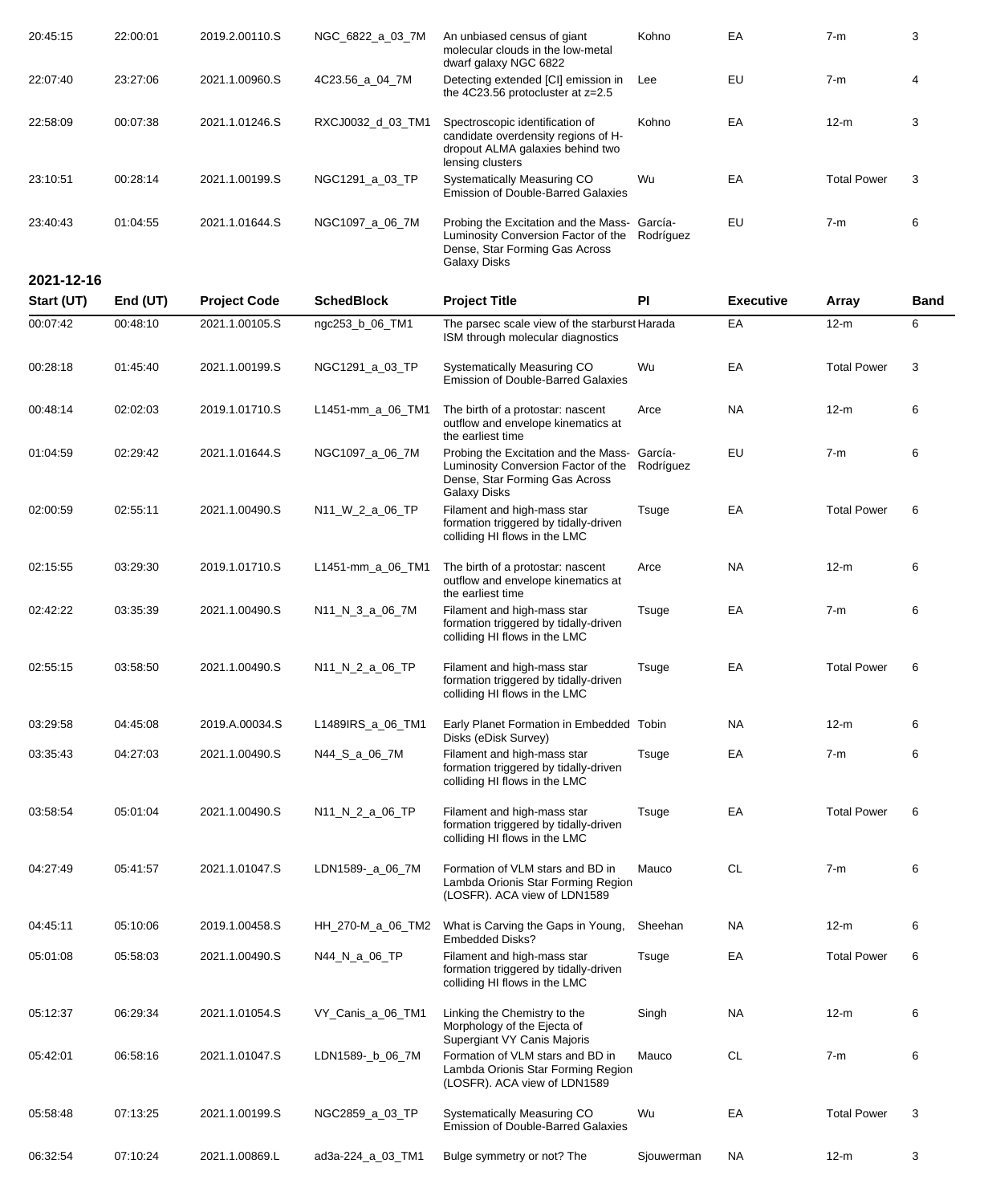| 20:45:15 | 22:00:01 | 2019.2.00110.S | NGC_6822_a_03_7M | An unbiased census of giant molecular clouds in the low-metal dwarf galaxy NGC 6822 | Kohno | EA | 7-m | 3 |
|---|---|---|---|---|---|---|---|---|
| 22:07:40 | 23:27:06 | 2021.1.00960.S | 4C23.56_a_04_7M | Detecting extended [CI] emission in the 4C23.56 protocluster at z=2.5 | Lee | EU | 7-m | 4 |
| 22:58:09 | 00:07:38 | 2021.1.01246.S | RXCJ0032_d_03_TM1 | Spectroscopic identification of candidate overdensity regions of H-dropout ALMA galaxies behind two lensing clusters | Kohno | EA | 12-m | 3 |
| 23:10:51 | 00:28:14 | 2021.1.00199.S | NGC1291_a_03_TP | Systematically Measuring CO Emission of Double-Barred Galaxies | Wu | EA | Total Power | 3 |
| 23:40:43 | 01:04:55 | 2021.1.01644.S | NGC1097_a_06_7M | Probing the Excitation and the Mass-Luminosity Conversion Factor of the Dense, Star Forming Gas Across Galaxy Disks | García-Rodríguez | EU | 7-m | 6 |

## 2021-12-16

| Start (UT) | End (UT) | Project Code | SchedBlock | Project Title | PI | Executive | Array | Band |
|---|---|---|---|---|---|---|---|---|
| 00:07:42 | 00:48:10 | 2021.1.00105.S | ngc253_b_06_TM1 | The parsec scale view of the starburst ISM through molecular diagnostics | Harada | EA | 12-m | 6 |
| 00:28:18 | 01:45:40 | 2021.1.00199.S | NGC1291_a_03_TP | Systematically Measuring CO Emission of Double-Barred Galaxies | Wu | EA | Total Power | 3 |
| 00:48:14 | 02:02:03 | 2019.1.01710.S | L1451-mm_a_06_TM1 | The birth of a protostar: nascent outflow and envelope kinematics at the earliest time | Arce | NA | 12-m | 6 |
| 01:04:59 | 02:29:42 | 2021.1.01644.S | NGC1097_a_06_7M | Probing the Excitation and the Mass-Luminosity Conversion Factor of the Dense, Star Forming Gas Across Galaxy Disks | García-Rodríguez | EU | 7-m | 6 |
| 02:00:59 | 02:55:11 | 2021.1.00490.S | N11_W_2_a_06_TP | Filament and high-mass star formation triggered by tidally-driven colliding HI flows in the LMC | Tsuge | EA | Total Power | 6 |
| 02:15:55 | 03:29:30 | 2019.1.01710.S | L1451-mm_a_06_TM1 | The birth of a protostar: nascent outflow and envelope kinematics at the earliest time | Arce | NA | 12-m | 6 |
| 02:42:22 | 03:35:39 | 2021.1.00490.S | N11_N_3_a_06_7M | Filament and high-mass star formation triggered by tidally-driven colliding HI flows in the LMC | Tsuge | EA | 7-m | 6 |
| 02:55:15 | 03:58:50 | 2021.1.00490.S | N11_N_2_a_06_TP | Filament and high-mass star formation triggered by tidally-driven colliding HI flows in the LMC | Tsuge | EA | Total Power | 6 |
| 03:29:58 | 04:45:08 | 2019.A.00034.S | L1489IRS_a_06_TM1 | Early Planet Formation in Embedded Disks (eDisk Survey) | Tobin | NA | 12-m | 6 |
| 03:35:43 | 04:27:03 | 2021.1.00490.S | N44_S_a_06_7M | Filament and high-mass star formation triggered by tidally-driven colliding HI flows in the LMC | Tsuge | EA | 7-m | 6 |
| 03:58:54 | 05:01:04 | 2021.1.00490.S | N11_N_2_a_06_TP | Filament and high-mass star formation triggered by tidally-driven colliding HI flows in the LMC | Tsuge | EA | Total Power | 6 |
| 04:27:49 | 05:41:57 | 2021.1.01047.S | LDN1589-_a_06_7M | Formation of VLM stars and BD in Lambda Orionis Star Forming Region (LOSFR). ACA view of LDN1589 | Mauco | CL | 7-m | 6 |
| 04:45:11 | 05:10:06 | 2019.1.00458.S | HH_270-M_a_06_TM2 | What is Carving the Gaps in Young, Embedded Disks? | Sheehan | NA | 12-m | 6 |
| 05:01:08 | 05:58:03 | 2021.1.00490.S | N44_N_a_06_TP | Filament and high-mass star formation triggered by tidally-driven colliding HI flows in the LMC | Tsuge | EA | Total Power | 6 |
| 05:12:37 | 06:29:34 | 2021.1.01054.S | VY_Canis_a_06_TM1 | Linking the Chemistry to the Morphology of the Ejecta of Supergiant VY Canis Majoris | Singh | NA | 12-m | 6 |
| 05:42:01 | 06:58:16 | 2021.1.01047.S | LDN1589-_b_06_7M | Formation of VLM stars and BD in Lambda Orionis Star Forming Region (LOSFR). ACA view of LDN1589 | Mauco | CL | 7-m | 6 |
| 05:58:48 | 07:13:25 | 2021.1.00199.S | NGC2859_a_03_TP | Systematically Measuring CO Emission of Double-Barred Galaxies | Wu | EA | Total Power | 3 |
| 06:32:54 | 07:10:24 | 2021.1.00869.L | ad3a-224_a_03_TM1 | Bulge symmetry or not? The | Sjouwerman | NA | 12-m | 3 |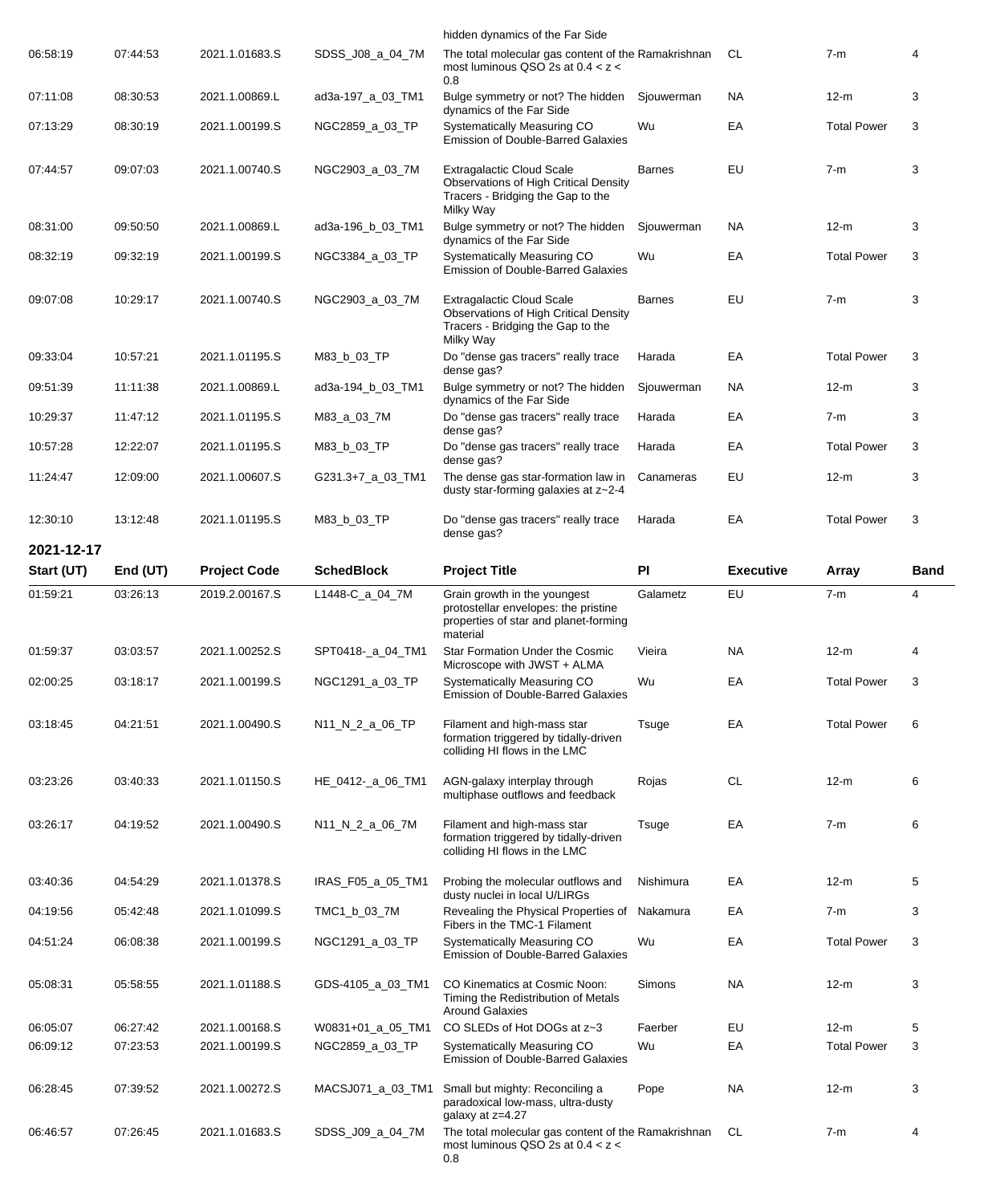| | | | | hidden dynamics of the Far Side | | | | |
|---|---|---|---|---|---|---|---|---|
| 06:58:19 | 07:44:53 | 2021.1.01683.S | SDSS_J08_a_04_7M | The total molecular gas content of the most luminous QSO 2s at 0.4 < z < 0.8 | Ramakrishnan | CL | 7-m | 4 |
| 07:11:08 | 08:30:53 | 2021.1.00869.L | ad3a-197_a_03_TM1 | Bulge symmetry or not? The hidden dynamics of the Far Side | Sjouwerman | NA | 12-m | 3 |
| 07:13:29 | 08:30:19 | 2021.1.00199.S | NGC2859_a_03_TP | Systematically Measuring CO Emission of Double-Barred Galaxies | Wu | EA | Total Power | 3 |
| 07:44:57 | 09:07:03 | 2021.1.00740.S | NGC2903_a_03_7M | Extragalactic Cloud Scale Observations of High Critical Density Tracers - Bridging the Gap to the Milky Way | Barnes | EU | 7-m | 3 |
| 08:31:00 | 09:50:50 | 2021.1.00869.L | ad3a-196_b_03_TM1 | Bulge symmetry or not? The hidden dynamics of the Far Side | Sjouwerman | NA | 12-m | 3 |
| 08:32:19 | 09:32:19 | 2021.1.00199.S | NGC3384_a_03_TP | Systematically Measuring CO Emission of Double-Barred Galaxies | Wu | EA | Total Power | 3 |
| 09:07:08 | 10:29:17 | 2021.1.00740.S | NGC2903_a_03_7M | Extragalactic Cloud Scale Observations of High Critical Density Tracers - Bridging the Gap to the Milky Way | Barnes | EU | 7-m | 3 |
| 09:33:04 | 10:57:21 | 2021.1.01195.S | M83_b_03_TP | Do "dense gas tracers" really trace dense gas? | Harada | EA | Total Power | 3 |
| 09:51:39 | 11:11:38 | 2021.1.00869.L | ad3a-194_b_03_TM1 | Bulge symmetry or not? The hidden dynamics of the Far Side | Sjouwerman | NA | 12-m | 3 |
| 10:29:37 | 11:47:12 | 2021.1.01195.S | M83_a_03_7M | Do "dense gas tracers" really trace dense gas? | Harada | EA | 7-m | 3 |
| 10:57:28 | 12:22:07 | 2021.1.01195.S | M83_b_03_TP | Do "dense gas tracers" really trace dense gas? | Harada | EA | Total Power | 3 |
| 11:24:47 | 12:09:00 | 2021.1.00607.S | G231.3+7_a_03_TM1 | The dense gas star-formation law in dusty star-forming galaxies at z~2-4 | Canameras | EU | 12-m | 3 |
| 12:30:10 | 13:12:48 | 2021.1.01195.S | M83_b_03_TP | Do "dense gas tracers" really trace dense gas? | Harada | EA | Total Power | 3 |

## 2021-12-17

| Start (UT) | End (UT) | Project Code | SchedBlock | Project Title | PI | Executive | Array | Band |
|---|---|---|---|---|---|---|---|---|
| 01:59:21 | 03:26:13 | 2019.2.00167.S | L1448-C_a_04_7M | Grain growth in the youngest protostellar envelopes: the pristine properties of star and planet-forming material | Galametz | EU | 7-m | 4 |
| 01:59:37 | 03:03:57 | 2021.1.00252.S | SPT0418-_a_04_TM1 | Star Formation Under the Cosmic Microscope with JWST + ALMA | Vieira | NA | 12-m | 4 |
| 02:00:25 | 03:18:17 | 2021.1.00199.S | NGC1291_a_03_TP | Systematically Measuring CO Emission of Double-Barred Galaxies | Wu | EA | Total Power | 3 |
| 03:18:45 | 04:21:51 | 2021.1.00490.S | N11_N_2_a_06_TP | Filament and high-mass star formation triggered by tidally-driven colliding HI flows in the LMC | Tsuge | EA | Total Power | 6 |
| 03:23:26 | 03:40:33 | 2021.1.01150.S | HE_0412-_a_06_TM1 | AGN-galaxy interplay through multiphase outflows and feedback | Rojas | CL | 12-m | 6 |
| 03:26:17 | 04:19:52 | 2021.1.00490.S | N11_N_2_a_06_7M | Filament and high-mass star formation triggered by tidally-driven colliding HI flows in the LMC | Tsuge | EA | 7-m | 6 |
| 03:40:36 | 04:54:29 | 2021.1.01378.S | IRAS_F05_a_05_TM1 | Probing the molecular outflows and dusty nuclei in local U/LIRGs | Nishimura | EA | 12-m | 5 |
| 04:19:56 | 05:42:48 | 2021.1.01099.S | TMC1_b_03_7M | Revealing the Physical Properties of Fibers in the TMC-1 Filament | Nakamura | EA | 7-m | 3 |
| 04:51:24 | 06:08:38 | 2021.1.00199.S | NGC1291_a_03_TP | Systematically Measuring CO Emission of Double-Barred Galaxies | Wu | EA | Total Power | 3 |
| 05:08:31 | 05:58:55 | 2021.1.01188.S | GDS-4105_a_03_TM1 | CO Kinematics at Cosmic Noon: Timing the Redistribution of Metals Around Galaxies | Simons | NA | 12-m | 3 |
| 06:05:07 | 06:27:42 | 2021.1.00168.S | W0831+01_a_05_TM1 | CO SLEDs of Hot DOGs at z~3 | Faerber | EU | 12-m | 5 |
| 06:09:12 | 07:23:53 | 2021.1.00199.S | NGC2859_a_03_TP | Systematically Measuring CO Emission of Double-Barred Galaxies | Wu | EA | Total Power | 3 |
| 06:28:45 | 07:39:52 | 2021.1.00272.S | MACSJ071_a_03_TM1 | Small but mighty: Reconciling a paradoxical low-mass, ultra-dusty galaxy at z=4.27 | Pope | NA | 12-m | 3 |
| 06:46:57 | 07:26:45 | 2021.1.01683.S | SDSS_J09_a_04_7M | The total molecular gas content of the most luminous QSO 2s at 0.4 < z < 0.8 | Ramakrishnan | CL | 7-m | 4 |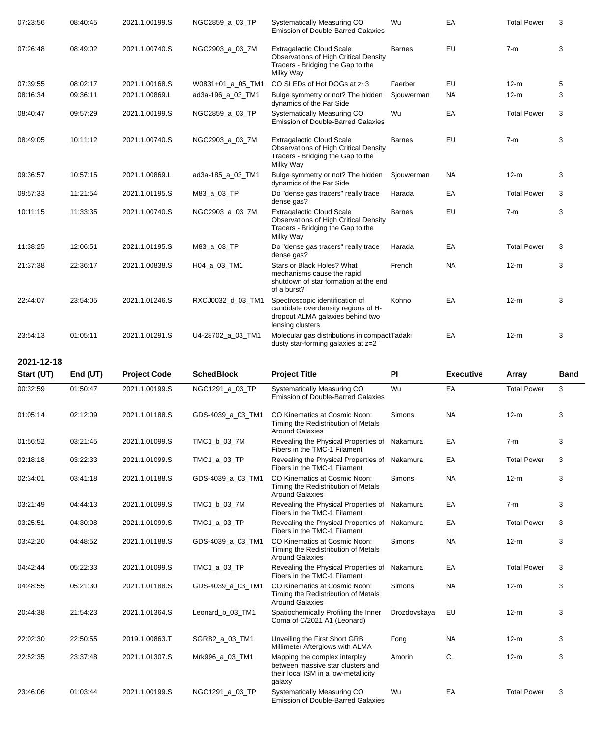| Start (UT) | End (UT) | Project Code | SchedBlock | Project Title | PI | Executive | Array | Band |
|---|---|---|---|---|---|---|---|---|
| 07:23:56 | 08:40:45 | 2021.1.00199.S | NGC2859_a_03_TP | Systematically Measuring CO Emission of Double-Barred Galaxies | Wu | EA | Total Power | 3 |
| 07:26:48 | 08:49:02 | 2021.1.00740.S | NGC2903_a_03_7M | Extragalactic Cloud Scale Observations of High Critical Density Tracers - Bridging the Gap to the Milky Way | Barnes | EU | 7-m | 3 |
| 07:39:55 | 08:02:17 | 2021.1.00168.S | W0831+01_a_05_TM1 | CO SLEDs of Hot DOGs at z~3 | Faerber | EU | 12-m | 5 |
| 08:16:34 | 09:36:11 | 2021.1.00869.L | ad3a-196_a_03_TM1 | Bulge symmetry or not? The hidden dynamics of the Far Side | Sjouwerman | NA | 12-m | 3 |
| 08:40:47 | 09:57:29 | 2021.1.00199.S | NGC2859_a_03_TP | Systematically Measuring CO Emission of Double-Barred Galaxies | Wu | EA | Total Power | 3 |
| 08:49:05 | 10:11:12 | 2021.1.00740.S | NGC2903_a_03_7M | Extragalactic Cloud Scale Observations of High Critical Density Tracers - Bridging the Gap to the Milky Way | Barnes | EU | 7-m | 3 |
| 09:36:57 | 10:57:15 | 2021.1.00869.L | ad3a-185_a_03_TM1 | Bulge symmetry or not? The hidden dynamics of the Far Side | Sjouwerman | NA | 12-m | 3 |
| 09:57:33 | 11:21:54 | 2021.1.01195.S | M83_a_03_TP | Do "dense gas tracers" really trace dense gas? | Harada | EA | Total Power | 3 |
| 10:11:15 | 11:33:35 | 2021.1.00740.S | NGC2903_a_03_7M | Extragalactic Cloud Scale Observations of High Critical Density Tracers - Bridging the Gap to the Milky Way | Barnes | EU | 7-m | 3 |
| 11:38:25 | 12:06:51 | 2021.1.01195.S | M83_a_03_TP | Do "dense gas tracers" really trace dense gas? | Harada | EA | Total Power | 3 |
| 21:37:38 | 22:36:17 | 2021.1.00838.S | H04_a_03_TM1 | Stars or Black Holes? What mechanisms cause the rapid shutdown of star formation at the end of a burst? | French | NA | 12-m | 3 |
| 22:44:07 | 23:54:05 | 2021.1.01246.S | RXCJ0032_d_03_TM1 | Spectroscopic identification of candidate overdensity regions of H-dropout ALMA galaxies behind two lensing clusters | Kohno | EA | 12-m | 3 |
| 23:54:13 | 01:05:11 | 2021.1.01291.S | U4-28702_a_03_TM1 | Molecular gas distributions in compact dusty star-forming galaxies at z=2 | Tadaki | EA | 12-m | 3 |

## 2021-12-18

| Start (UT) | End (UT) | Project Code | SchedBlock | Project Title | PI | Executive | Array | Band |
|---|---|---|---|---|---|---|---|---|
| 00:32:59 | 01:50:47 | 2021.1.00199.S | NGC1291_a_03_TP | Systematically Measuring CO Emission of Double-Barred Galaxies | Wu | EA | Total Power | 3 |
| 01:05:14 | 02:12:09 | 2021.1.01188.S | GDS-4039_a_03_TM1 | CO Kinematics at Cosmic Noon: Timing the Redistribution of Metals Around Galaxies | Simons | NA | 12-m | 3 |
| 01:56:52 | 03:21:45 | 2021.1.01099.S | TMC1_b_03_7M | Revealing the Physical Properties of Fibers in the TMC-1 Filament | Nakamura | EA | 7-m | 3 |
| 02:18:18 | 03:22:33 | 2021.1.01099.S | TMC1_a_03_TP | Revealing the Physical Properties of Fibers in the TMC-1 Filament | Nakamura | EA | Total Power | 3 |
| 02:34:01 | 03:41:18 | 2021.1.01188.S | GDS-4039_a_03_TM1 | CO Kinematics at Cosmic Noon: Timing the Redistribution of Metals Around Galaxies | Simons | NA | 12-m | 3 |
| 03:21:49 | 04:44:13 | 2021.1.01099.S | TMC1_b_03_7M | Revealing the Physical Properties of Fibers in the TMC-1 Filament | Nakamura | EA | 7-m | 3 |
| 03:25:51 | 04:30:08 | 2021.1.01099.S | TMC1_a_03_TP | Revealing the Physical Properties of Fibers in the TMC-1 Filament | Nakamura | EA | Total Power | 3 |
| 03:42:20 | 04:48:52 | 2021.1.01188.S | GDS-4039_a_03_TM1 | CO Kinematics at Cosmic Noon: Timing the Redistribution of Metals Around Galaxies | Simons | NA | 12-m | 3 |
| 04:42:44 | 05:22:33 | 2021.1.01099.S | TMC1_a_03_TP | Revealing the Physical Properties of Fibers in the TMC-1 Filament | Nakamura | EA | Total Power | 3 |
| 04:48:55 | 05:21:30 | 2021.1.01188.S | GDS-4039_a_03_TM1 | CO Kinematics at Cosmic Noon: Timing the Redistribution of Metals Around Galaxies | Simons | NA | 12-m | 3 |
| 20:44:38 | 21:54:23 | 2021.1.01364.S | Leonard_b_03_TM1 | Spatiochemically Profiling the Inner Coma of C/2021 A1 (Leonard) | Drozdovskaya | EU | 12-m | 3 |
| 22:02:30 | 22:50:55 | 2019.1.00863.T | SGRB2_a_03_TM1 | Unveiling the First Short GRB Millimeter Afterglows with ALMA | Fong | NA | 12-m | 3 |
| 22:52:35 | 23:37:48 | 2021.1.01307.S | Mrk996_a_03_TM1 | Mapping the complex interplay between massive star clusters and their local ISM in a low-metallicity galaxy | Amorin | CL | 12-m | 3 |
| 23:46:06 | 01:03:44 | 2021.1.00199.S | NGC1291_a_03_TP | Systematically Measuring CO Emission of Double-Barred Galaxies | Wu | EA | Total Power | 3 |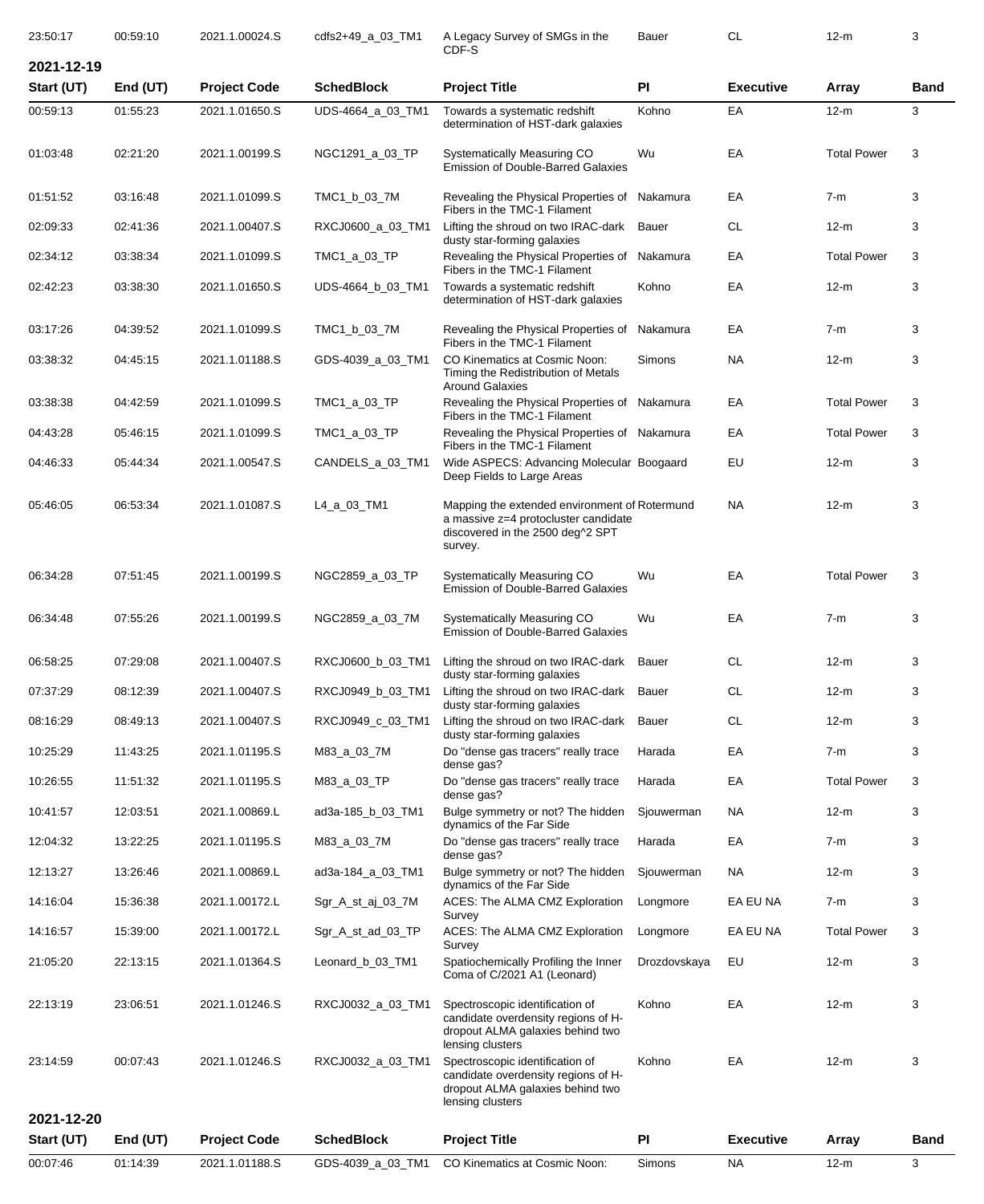| 23:50:17 | 00:59:10 | 2021.1.00024.S | cdfs2+49_a_03_TM1 | A Legacy Survey of SMGs in the CDF-S | Bauer | CL | 12-m | 3 |
|---|---|---|---|---|---|---|---|---|

## 2021-12-19

| Start (UT) | End (UT) | Project Code | SchedBlock | Project Title | PI | Executive | Array | Band |
|---|---|---|---|---|---|---|---|---|
| 00:59:13 | 01:55:23 | 2021.1.01650.S | UDS-4664_a_03_TM1 | Towards a systematic redshift determination of HST-dark galaxies | Kohno | EA | 12-m | 3 |
| 01:03:48 | 02:21:20 | 2021.1.00199.S | NGC1291_a_03_TP | Systematically Measuring CO Emission of Double-Barred Galaxies | Wu | EA | Total Power | 3 |
| 01:51:52 | 03:16:48 | 2021.1.01099.S | TMC1_b_03_7M | Revealing the Physical Properties of Fibers in the TMC-1 Filament | Nakamura | EA | 7-m | 3 |
| 02:09:33 | 02:41:36 | 2021.1.00407.S | RXCJ0600_a_03_TM1 | Lifting the shroud on two IRAC-dark dusty star-forming galaxies | Bauer | CL | 12-m | 3 |
| 02:34:12 | 03:38:34 | 2021.1.01099.S | TMC1_a_03_TP | Revealing the Physical Properties of Fibers in the TMC-1 Filament | Nakamura | EA | Total Power | 3 |
| 02:42:23 | 03:38:30 | 2021.1.01650.S | UDS-4664_b_03_TM1 | Towards a systematic redshift determination of HST-dark galaxies | Kohno | EA | 12-m | 3 |
| 03:17:26 | 04:39:52 | 2021.1.01099.S | TMC1_b_03_7M | Revealing the Physical Properties of Fibers in the TMC-1 Filament | Nakamura | EA | 7-m | 3 |
| 03:38:32 | 04:45:15 | 2021.1.01188.S | GDS-4039_a_03_TM1 | CO Kinematics at Cosmic Noon: Timing the Redistribution of Metals Around Galaxies | Simons | NA | 12-m | 3 |
| 03:38:38 | 04:42:59 | 2021.1.01099.S | TMC1_a_03_TP | Revealing the Physical Properties of Fibers in the TMC-1 Filament | Nakamura | EA | Total Power | 3 |
| 04:43:28 | 05:46:15 | 2021.1.01099.S | TMC1_a_03_TP | Revealing the Physical Properties of Fibers in the TMC-1 Filament | Nakamura | EA | Total Power | 3 |
| 04:46:33 | 05:44:34 | 2021.1.00547.S | CANDELS_a_03_TM1 | Wide ASPECS: Advancing Molecular Deep Fields to Large Areas | Boogaard | EU | 12-m | 3 |
| 05:46:05 | 06:53:34 | 2021.1.01087.S | L4_a_03_TM1 | Mapping the extended environment of a massive z=4 protocluster candidate discovered in the 2500 deg^2 SPT survey. | Rotermund | NA | 12-m | 3 |
| 06:34:28 | 07:51:45 | 2021.1.00199.S | NGC2859_a_03_TP | Systematically Measuring CO Emission of Double-Barred Galaxies | Wu | EA | Total Power | 3 |
| 06:34:48 | 07:55:26 | 2021.1.00199.S | NGC2859_a_03_7M | Systematically Measuring CO Emission of Double-Barred Galaxies | Wu | EA | 7-m | 3 |
| 06:58:25 | 07:29:08 | 2021.1.00407.S | RXCJ0600_b_03_TM1 | Lifting the shroud on two IRAC-dark dusty star-forming galaxies | Bauer | CL | 12-m | 3 |
| 07:37:29 | 08:12:39 | 2021.1.00407.S | RXCJ0949_b_03_TM1 | Lifting the shroud on two IRAC-dark dusty star-forming galaxies | Bauer | CL | 12-m | 3 |
| 08:16:29 | 08:49:13 | 2021.1.00407.S | RXCJ0949_c_03_TM1 | Lifting the shroud on two IRAC-dark dusty star-forming galaxies | Bauer | CL | 12-m | 3 |
| 10:25:29 | 11:43:25 | 2021.1.01195.S | M83_a_03_7M | Do "dense gas tracers" really trace dense gas? | Harada | EA | 7-m | 3 |
| 10:26:55 | 11:51:32 | 2021.1.01195.S | M83_a_03_TP | Do "dense gas tracers" really trace dense gas? | Harada | EA | Total Power | 3 |
| 10:41:57 | 12:03:51 | 2021.1.00869.L | ad3a-185_b_03_TM1 | Bulge symmetry or not? The hidden dynamics of the Far Side | Sjouwerman | NA | 12-m | 3 |
| 12:04:32 | 13:22:25 | 2021.1.01195.S | M83_a_03_7M | Do "dense gas tracers" really trace dense gas? | Harada | EA | 7-m | 3 |
| 12:13:27 | 13:26:46 | 2021.1.00869.L | ad3a-184_a_03_TM1 | Bulge symmetry or not? The hidden dynamics of the Far Side | Sjouwerman | NA | 12-m | 3 |
| 14:16:04 | 15:36:38 | 2021.1.00172.L | Sgr_A_st_aj_03_7M | ACES: The ALMA CMZ Exploration Survey | Longmore | EA EU NA | 7-m | 3 |
| 14:16:57 | 15:39:00 | 2021.1.00172.L | Sgr_A_st_ad_03_TP | ACES: The ALMA CMZ Exploration Survey | Longmore | EA EU NA | Total Power | 3 |
| 21:05:20 | 22:13:15 | 2021.1.01364.S | Leonard_b_03_TM1 | Spatiochemically Profiling the Inner Coma of C/2021 A1 (Leonard) | Drozdovskaya | EU | 12-m | 3 |
| 22:13:19 | 23:06:51 | 2021.1.01246.S | RXCJ0032_a_03_TM1 | Spectroscopic identification of candidate overdensity regions of H-dropout ALMA galaxies behind two lensing clusters | Kohno | EA | 12-m | 3 |
| 23:14:59 | 00:07:43 | 2021.1.01246.S | RXCJ0032_a_03_TM1 | Spectroscopic identification of candidate overdensity regions of H-dropout ALMA galaxies behind two lensing clusters | Kohno | EA | 12-m | 3 |

## 2021-12-20

| Start (UT) | End (UT) | Project Code | SchedBlock | Project Title | PI | Executive | Array | Band |
|---|---|---|---|---|---|---|---|---|
| 00:07:46 | 01:14:39 | 2021.1.01188.S | GDS-4039_a_03_TM1 | CO Kinematics at Cosmic Noon: | Simons | NA | 12-m | 3 |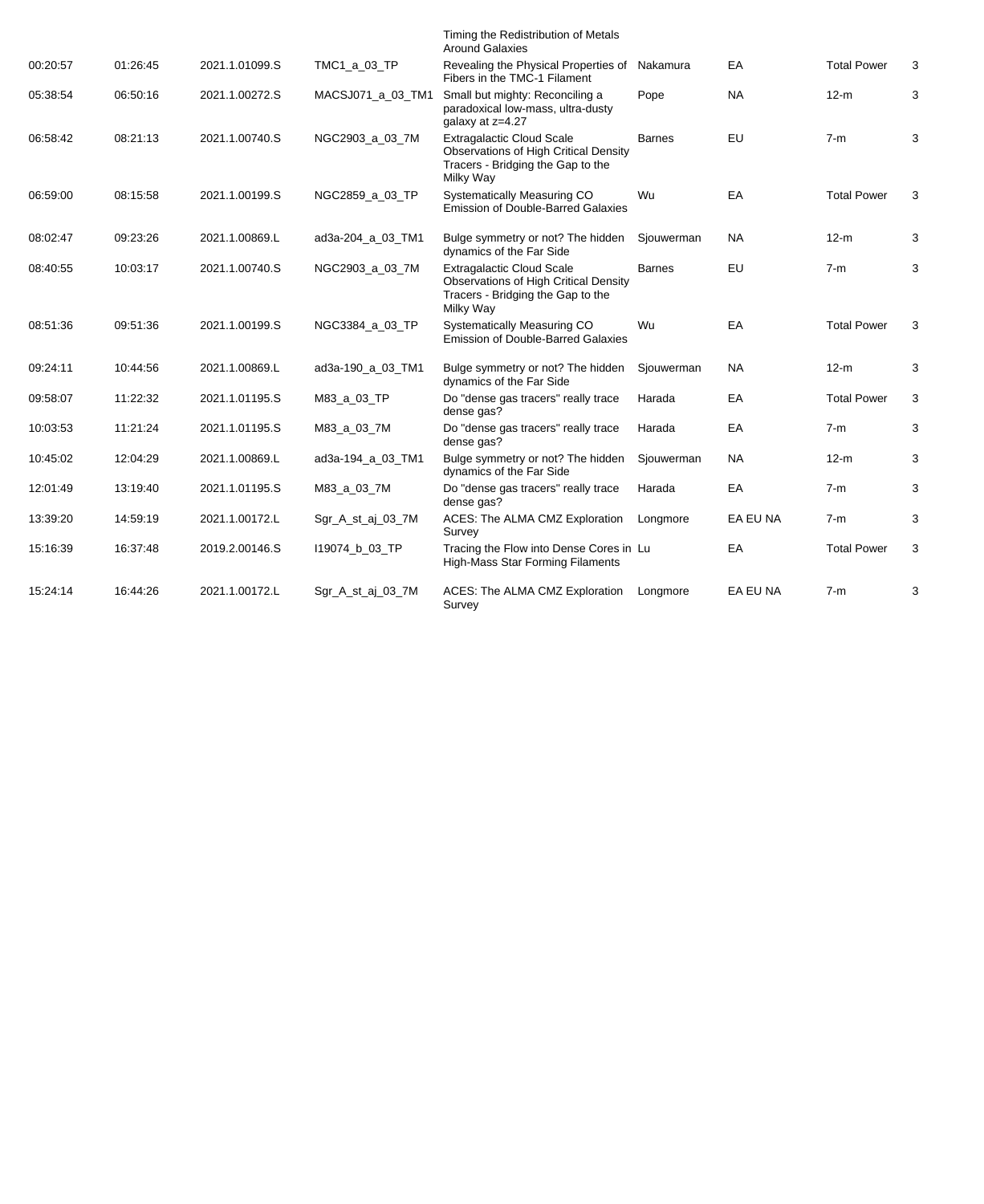| | | | | | | | | |
|---|---|---|---|---|---|---|---|---|
| | | | | Timing the Redistribution of Metals Around Galaxies | | | | |
| 00:20:57 | 01:26:45 | 2021.1.01099.S | TMC1_a_03_TP | Revealing the Physical Properties of Fibers in the TMC-1 Filament | Nakamura | EA | Total Power | 3 |
| 05:38:54 | 06:50:16 | 2021.1.00272.S | MACSJ071_a_03_TM1 | Small but mighty: Reconciling a paradoxical low-mass, ultra-dusty galaxy at z=4.27 | Pope | NA | 12-m | 3 |
| 06:58:42 | 08:21:13 | 2021.1.00740.S | NGC2903_a_03_7M | Extragalactic Cloud Scale Observations of High Critical Density Tracers - Bridging the Gap to the Milky Way | Barnes | EU | 7-m | 3 |
| 06:59:00 | 08:15:58 | 2021.1.00199.S | NGC2859_a_03_TP | Systematically Measuring CO Emission of Double-Barred Galaxies | Wu | EA | Total Power | 3 |
| 08:02:47 | 09:23:26 | 2021.1.00869.L | ad3a-204_a_03_TM1 | Bulge symmetry or not? The hidden dynamics of the Far Side | Sjouwerman | NA | 12-m | 3 |
| 08:40:55 | 10:03:17 | 2021.1.00740.S | NGC2903_a_03_7M | Extragalactic Cloud Scale Observations of High Critical Density Tracers - Bridging the Gap to the Milky Way | Barnes | EU | 7-m | 3 |
| 08:51:36 | 09:51:36 | 2021.1.00199.S | NGC3384_a_03_TP | Systematically Measuring CO Emission of Double-Barred Galaxies | Wu | EA | Total Power | 3 |
| 09:24:11 | 10:44:56 | 2021.1.00869.L | ad3a-190_a_03_TM1 | Bulge symmetry or not? The hidden dynamics of the Far Side | Sjouwerman | NA | 12-m | 3 |
| 09:58:07 | 11:22:32 | 2021.1.01195.S | M83_a_03_TP | Do "dense gas tracers" really trace dense gas? | Harada | EA | Total Power | 3 |
| 10:03:53 | 11:21:24 | 2021.1.01195.S | M83_a_03_7M | Do "dense gas tracers" really trace dense gas? | Harada | EA | 7-m | 3 |
| 10:45:02 | 12:04:29 | 2021.1.00869.L | ad3a-194_a_03_TM1 | Bulge symmetry or not? The hidden dynamics of the Far Side | Sjouwerman | NA | 12-m | 3 |
| 12:01:49 | 13:19:40 | 2021.1.01195.S | M83_a_03_7M | Do "dense gas tracers" really trace dense gas? | Harada | EA | 7-m | 3 |
| 13:39:20 | 14:59:19 | 2021.1.00172.L | Sgr_A_st_aj_03_7M | ACES: The ALMA CMZ Exploration Survey | Longmore | EA EU NA | 7-m | 3 |
| 15:16:39 | 16:37:48 | 2019.2.00146.S | I19074_b_03_TP | Tracing the Flow into Dense Cores in High-Mass Star Forming Filaments | Lu | EA | Total Power | 3 |
| 15:24:14 | 16:44:26 | 2021.1.00172.L | Sgr_A_st_aj_03_7M | ACES: The ALMA CMZ Exploration Survey | Longmore | EA EU NA | 7-m | 3 |